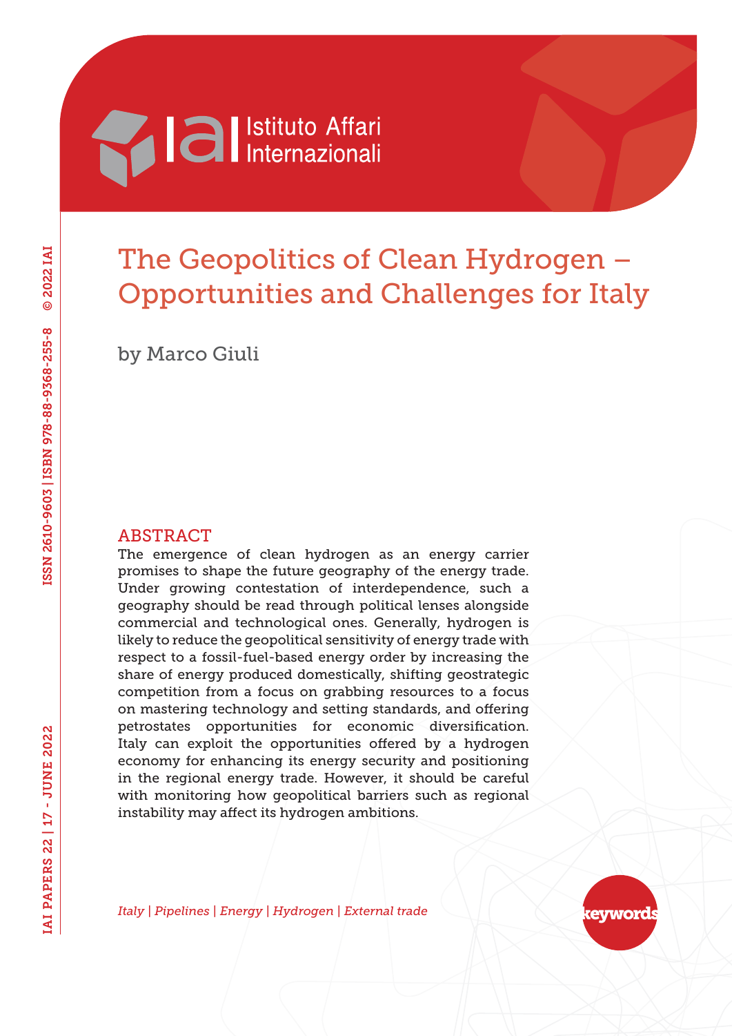# The Geopolitics of Clean Hydrogen – Opportunities and Challenges for Italy

by Marco Giuli

## ABSTRACT

The emergence of clean hydrogen as an energy carrier promises to shape the future geography of the energy trade. Under growing contestation of interdependence, such a geography should be read through political lenses alongside commercial and technological ones. Generally, hydrogen is likely to reduce the geopolitical sensitivity of energy trade with respect to a fossil-fuel-based energy order by increasing the share of energy produced domestically, shifting geostrategic competition from a focus on grabbing resources to a focus on mastering technology and setting standards, and offering petrostates opportunities for economic diversification. Italy can exploit the opportunities offered by a hydrogen economy for enhancing its energy security and positioning in the regional energy trade. However, it should be careful with monitoring how geopolitical barriers such as regional instability may affect its hydrogen ambitions.

keywords

*Italy | Pipelines | Energy | Hydrogen | External trade*

IAI PAPERS 22 | 17 - JUNE 2022

ISSN 2610-9603 | ISBN 978-88-9368-255-8 © 2022 IAI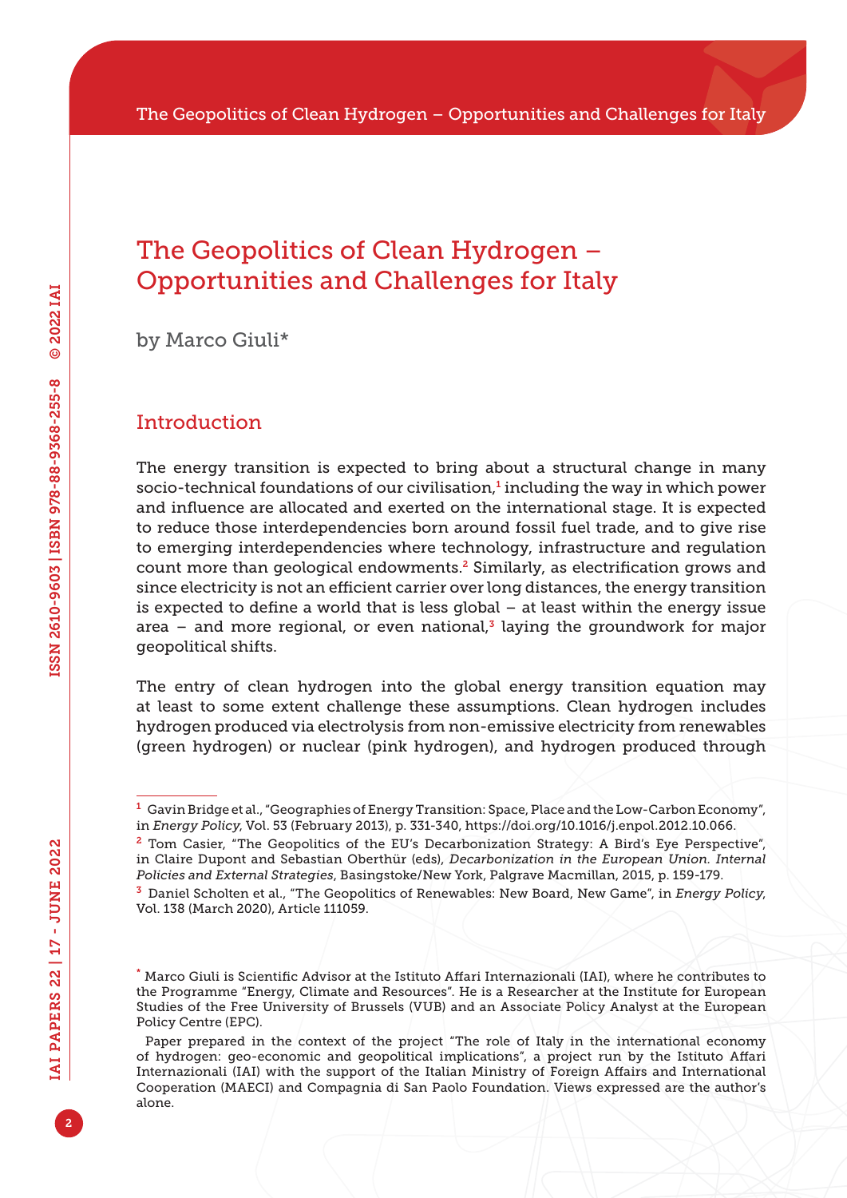# The Geopolitics of Clean Hydrogen – Opportunities and Challenges for Italy

by Marco Giuli*

## Introduction

The energy transition is expected to bring about a structural change in many socio-technical foundations of our civilisation,[1] including the way in which power and influence are allocated and exerted on the international stage. It is expected to reduce those interdependencies born around fossil fuel trade, and to give rise to emerging interdependencies where technology, infrastructure and regulation count more than geological endowments.[2] Similarly, as electrification grows and since electricity is not an efficient carrier over long distances, the energy transition is expected to define a world that is less global – at least within the energy issue area – and more regional, or even national,[3] laying the groundwork for major geopolitical shifts.

The entry of clean hydrogen into the global energy transition equation may at least to some extent challenge these assumptions. Clean hydrogen includes hydrogen produced via electrolysis from non-emissive electricity from renewables (green hydrogen) or nuclear (pink hydrogen), and hydrogen produced through

---

[1] Gavin Bridge et al., "Geographies of Energy Transition: Space, Place and the Low-Carbon Economy", in *Energy Policy*, Vol. 53 (February 2013), p. 331-340, https://doi.org/10.1016/j.enpol.2012.10.066.

[2] Tom Casier, "The Geopolitics of the EU's Decarbonization Strategy: A Bird's Eye Perspective", in Claire Dupont and Sebastian Oberthür (eds), *Decarbonization in the European Union. Internal Policies and External Strategies*, Basingstoke/New York, Palgrave Macmillan, 2015, p. 159-179.

[3] Daniel Scholten et al., "The Geopolitics of Renewables: New Board, New Game", in *Energy Policy*, Vol. 138 (March 2020), Article 111059.

\* Marco Giuli is Scientific Advisor at the Istituto Affari Internazionali (IAI), where he contributes to the Programme "Energy, Climate and Resources". He is a Researcher at the Institute for European Studies of the Free University of Brussels (VUB) and an Associate Policy Analyst at the European Policy Centre (EPC).

Paper prepared in the context of the project "The role of Italy in the international economy of hydrogen: geo-economic and geopolitical implications", a project run by the Istituto Affari Internazionali (IAI) with the support of the Italian Ministry of Foreign Affairs and International Cooperation (MAECI) and Compagnia di San Paolo Foundation. Views expressed are the author's alone.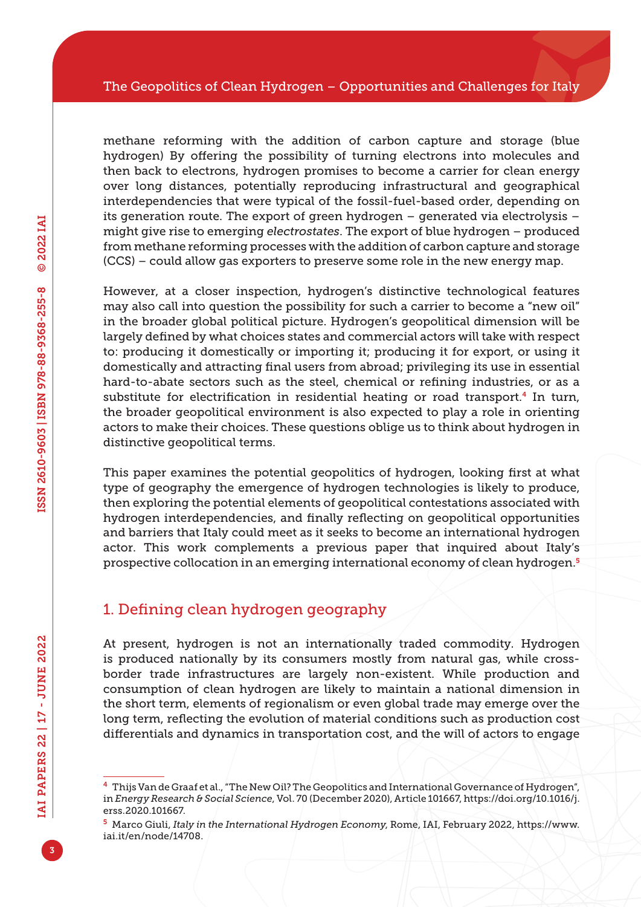methane reforming with the addition of carbon capture and storage (blue hydrogen) By offering the possibility of turning electrons into molecules and then back to electrons, hydrogen promises to become a carrier for clean energy over long distances, potentially reproducing infrastructural and geographical interdependencies that were typical of the fossil-fuel-based order, depending on its generation route. The export of green hydrogen – generated via electrolysis – might give rise to emerging *electrostates*. The export of blue hydrogen – produced from methane reforming processes with the addition of carbon capture and storage (CCS) – could allow gas exporters to preserve some role in the new energy map.

However, at a closer inspection, hydrogen's distinctive technological features may also call into question the possibility for such a carrier to become a "new oil" in the broader global political picture. Hydrogen's geopolitical dimension will be largely defined by what choices states and commercial actors will take with respect to: producing it domestically or importing it; producing it for export, or using it domestically and attracting final users from abroad; privileging its use in essential hard-to-abate sectors such as the steel, chemical or refining industries, or as a substitute for electrification in residential heating or road transport.[4] In turn, the broader geopolitical environment is also expected to play a role in orienting actors to make their choices. These questions oblige us to think about hydrogen in distinctive geopolitical terms.

This paper examines the potential geopolitics of hydrogen, looking first at what type of geography the emergence of hydrogen technologies is likely to produce, then exploring the potential elements of geopolitical contestations associated with hydrogen interdependencies, and finally reflecting on geopolitical opportunities and barriers that Italy could meet as it seeks to become an international hydrogen actor. This work complements a previous paper that inquired about Italy's prospective collocation in an emerging international economy of clean hydrogen.[5]

## 1. Defining clean hydrogen geography

At present, hydrogen is not an internationally traded commodity. Hydrogen is produced nationally by its consumers mostly from natural gas, while cross-border trade infrastructures are largely non-existent. While production and consumption of clean hydrogen are likely to maintain a national dimension in the short term, elements of regionalism or even global trade may emerge over the long term, reflecting the evolution of material conditions such as production cost differentials and dynamics in transportation cost, and the will of actors to engage

---

[4] Thijs Van de Graaf et al., "The New Oil? The Geopolitics and International Governance of Hydrogen", in *Energy Research & Social Science*, Vol. 70 (December 2020), Article 101667, https://doi.org/10.1016/j.erss.2020.101667.

[5] Marco Giuli, *Italy in the International Hydrogen Economy*, Rome, IAI, February 2022, https://www.iai.it/en/node/14708.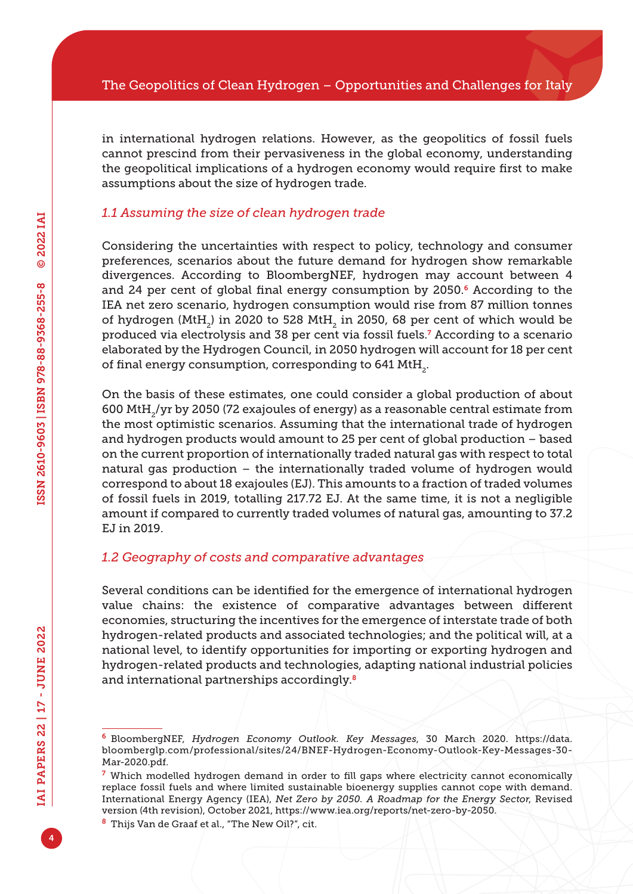in international hydrogen relations. However, as the geopolitics of fossil fuels cannot prescind from their pervasiveness in the global economy, understanding the geopolitical implications of a hydrogen economy would require first to make assumptions about the size of hydrogen trade.

### *1.1 Assuming the size of clean hydrogen trade*

Considering the uncertainties with respect to policy, technology and consumer preferences, scenarios about the future demand for hydrogen show remarkable divergences. According to BloombergNEF, hydrogen may account between 4 and 24 per cent of global final energy consumption by 2050.[6] According to the IEA net zero scenario, hydrogen consumption would rise from 87 million tonnes of hydrogen ($MtH_2$) in 2020 to 528 $MtH_2$ in 2050, 68 per cent of which would be produced via electrolysis and 38 per cent via fossil fuels.[7] According to a scenario elaborated by the Hydrogen Council, in 2050 hydrogen will account for 18 per cent of final energy consumption, corresponding to 641 $MtH_2$.

On the basis of these estimates, one could consider a global production of about 600 $MtH_2$/yr by 2050 (72 exajoules of energy) as a reasonable central estimate from the most optimistic scenarios. Assuming that the international trade of hydrogen and hydrogen products would amount to 25 per cent of global production – based on the current proportion of internationally traded natural gas with respect to total natural gas production – the internationally traded volume of hydrogen would correspond to about 18 exajoules (EJ). This amounts to a fraction of traded volumes of fossil fuels in 2019, totalling 217.72 EJ. At the same time, it is not a negligible amount if compared to currently traded volumes of natural gas, amounting to 37.2 EJ in 2019.

### *1.2 Geography of costs and comparative advantages*

Several conditions can be identified for the emergence of international hydrogen value chains: the existence of comparative advantages between different economies, structuring the incentives for the emergence of interstate trade of both hydrogen-related products and associated technologies; and the political will, at a national level, to identify opportunities for importing or exporting hydrogen and hydrogen-related products and technologies, adapting national industrial policies and international partnerships accordingly.[8]

---

[6] BloombergNEF, *Hydrogen Economy Outlook. Key Messages*, 30 March 2020. https://data.bloomberglp.com/professional/sites/24/BNEF-Hydrogen-Economy-Outlook-Key-Messages-30-Mar-2020.pdf.

[7] Which modelled hydrogen demand in order to fill gaps where electricity cannot economically replace fossil fuels and where limited sustainable bioenergy supplies cannot cope with demand. International Energy Agency (IEA), *Net Zero by 2050. A Roadmap for the Energy Sector*, Revised version (4th revision), October 2021, https://www.iea.org/reports/net-zero-by-2050.

[8] Thijs Van de Graaf et al., "The New Oil?", cit.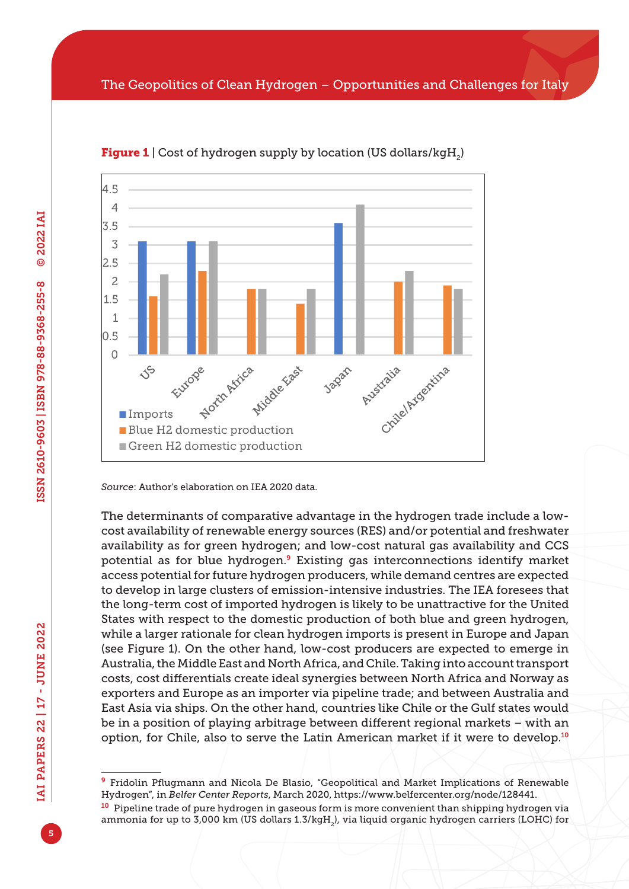**Figure 1** | Cost of hydrogen supply by location (US dollars/kg$H_2$)

*Source*: Author's elaboration on IEA 2020 data.

The determinants of comparative advantage in the hydrogen trade include a low-cost availability of renewable energy sources (RES) and/or potential and freshwater availability as for green hydrogen; and low-cost natural gas availability and CCS potential as for blue hydrogen.[9] Existing gas interconnections identify market access potential for future hydrogen producers, while demand centres are expected to develop in large clusters of emission-intensive industries. The IEA foresees that the long-term cost of imported hydrogen is likely to be unattractive for the United States with respect to the domestic production of both blue and green hydrogen, while a larger rationale for clean hydrogen imports is present in Europe and Japan (see Figure 1). On the other hand, low-cost producers are expected to emerge in Australia, the Middle East and North Africa, and Chile. Taking into account transport costs, cost differentials create ideal synergies between North Africa and Norway as exporters and Europe as an importer via pipeline trade; and between Australia and East Asia via ships. On the other hand, countries like Chile or the Gulf states would be in a position of playing arbitrage between different regional markets – with an option, for Chile, also to serve the Latin American market if it were to develop.[10]

---

[9] Fridolin Pflugmann and Nicola De Blasio, "Geopolitical and Market Implications of Renewable Hydrogen", in *Belfer Center Reports*, March 2020, https://www.belfercenter.org/node/128441.

[10] Pipeline trade of pure hydrogen in gaseous form is more convenient than shipping hydrogen via ammonia for up to 3,000 km (US dollars 1.3/kg$H_2$), via liquid organic hydrogen carriers (LOHC) for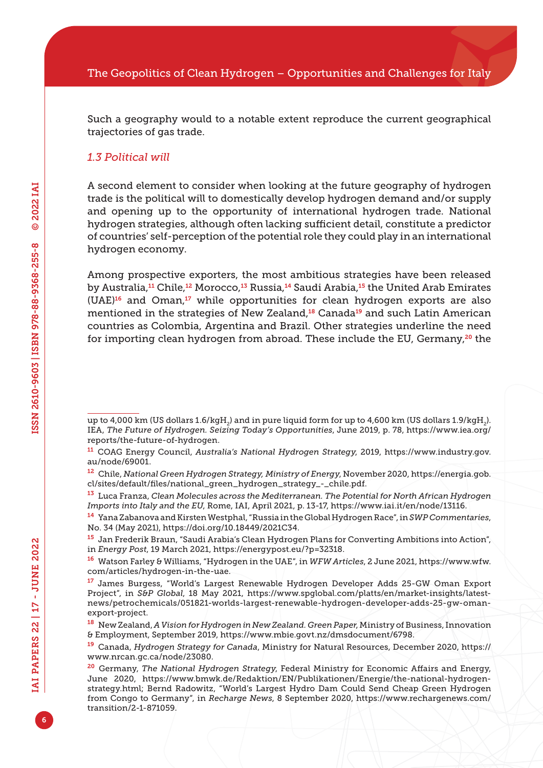Such a geography would to a notable extent reproduce the current geographical trajectories of gas trade.

### *1.3 Political will*

A second element to consider when looking at the future geography of hydrogen trade is the political will to domestically develop hydrogen demand and/or supply and opening up to the opportunity of international hydrogen trade. National hydrogen strategies, although often lacking sufficient detail, constitute a predictor of countries' self-perception of the potential role they could play in an international hydrogen economy.

Among prospective exporters, the most ambitious strategies have been released by Australia,[11] Chile,[12] Morocco,[13] Russia,[14] Saudi Arabia,[15] the United Arab Emirates (UAE)[16] and Oman,[17] while opportunities for clean hydrogen exports are also mentioned in the strategies of New Zealand,[18] Canada[19] and such Latin American countries as Colombia, Argentina and Brazil. Other strategies underline the need for importing clean hydrogen from abroad. These include the EU, Germany,[20] the

---

up to 4,000 km (US dollars 1.6/kg$H_2$) and in pure liquid form for up to 4,600 km (US dollars 1.9/kg$H_2$). IEA, *The Future of Hydrogen. Seizing Today's Opportunities*, June 2019, p. 78, https://www.iea.org/reports/the-future-of-hydrogen.

[11] COAG Energy Council, *Australia's National Hydrogen Strategy*, 2019, https://www.industry.gov.au/node/69001.

[12] Chile, *National Green Hydrogen Strategy, Ministry of Energy*, November 2020, https://energia.gob.cl/sites/default/files/national_green_hydrogen_strategy_-_chile.pdf.

[13] Luca Franza, *Clean Molecules across the Mediterranean. The Potential for North African Hydrogen Imports into Italy and the EU*, Rome, IAI, April 2021, p. 13-17, https://www.iai.it/en/node/13116.

[14] Yana Zabanova and Kirsten Westphal, "Russia in the Global Hydrogen Race", in *SWP Commentaries*, No. 34 (May 2021), https://doi.org/10.18449/2021C34.

[15] Jan Frederik Braun, "Saudi Arabia's Clean Hydrogen Plans for Converting Ambitions into Action", in *Energy Post*, 19 March 2021, https://energypost.eu/?p=32318.

[16] Watson Farley & Williams, "Hydrogen in the UAE", in *WFW Articles*, 2 June 2021, https://www.wfw.com/articles/hydrogen-in-the-uae.

[17] James Burgess, "World's Largest Renewable Hydrogen Developer Adds 25-GW Oman Export Project", in *S&P Global*, 18 May 2021, https://www.spglobal.com/platts/en/market-insights/latest-news/petrochemicals/051821-worlds-largest-renewable-hydrogen-developer-adds-25-gw-oman-export-project.

[18] New Zealand, *A Vision for Hydrogen in New Zealand. Green Paper*, Ministry of Business, Innovation & Employment, September 2019, https://www.mbie.govt.nz/dmsdocument/6798.

[19] Canada, *Hydrogen Strategy for Canada*, Ministry for Natural Resources, December 2020, https://www.nrcan.gc.ca/node/23080.

[20] Germany, *The National Hydrogen Strategy*, Federal Ministry for Economic Affairs and Energy, June 2020, https://www.bmwk.de/Redaktion/EN/Publikationen/Energie/the-national-hydrogen-strategy.html; Bernd Radowitz, "World's Largest Hydro Dam Could Send Cheap Green Hydrogen from Congo to Germany", in *Recharge News*, 8 September 2020, https://www.rechargenews.com/transition/2-1-871059.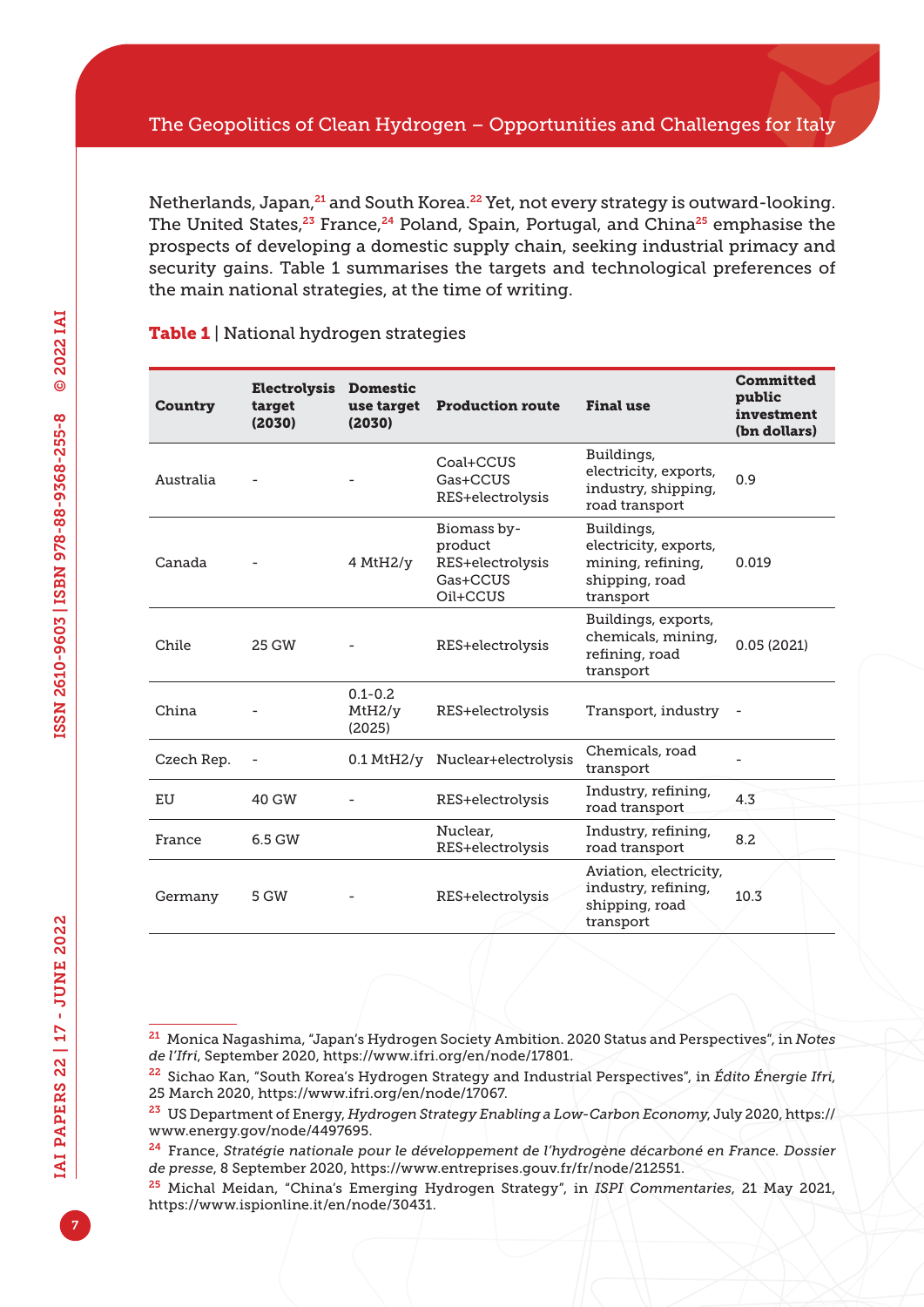Netherlands, Japan,[21] and South Korea.[22] Yet, not every strategy is outward-looking. The United States,[23] France,[24] Poland, Spain, Portugal, and China[25] emphasise the prospects of developing a domestic supply chain, seeking industrial primacy and security gains. Table 1 summarises the targets and technological preferences of the main national strategies, at the time of writing.

**Table 1** | National hydrogen strategies

| Country | Electrolysis target (2030) | Domestic use target (2030) | Production route | Final use | Committed public investment (bn dollars) |
|---|---|---|---|---|---|
| Australia | - | - | Coal+CCUS<br>Gas+CCUS<br>RES+electrolysis | Buildings, electricity, exports, industry, shipping, road transport | 0.9 |
| Canada | - | 4 MtH2/y | Biomass by-product<br>RES+electrolysis<br>Gas+CCUS<br>Oil+CCUS | Buildings, electricity, exports, mining, refining, shipping, road transport | 0.019 |
| Chile | 25 GW | - | RES+electrolysis | Buildings, exports, chemicals, mining, refining, road transport | 0.05 (2021) |
| China | - | 0.1-0.2 MtH2/y (2025) | RES+electrolysis | Transport, industry | - |
| Czech Rep. | - | 0.1 MtH2/y | Nuclear+electrolysis | Chemicals, road transport | - |
| EU | 40 GW | - | RES+electrolysis | Industry, refining, road transport | 4.3 |
| France | 6.5 GW | | Nuclear, RES+electrolysis | Industry, refining, road transport | 8.2 |
| Germany | 5 GW | - | RES+electrolysis | Aviation, electricity, industry, refining, shipping, road transport | 10.3 |

---

[21] Monica Nagashima, "Japan's Hydrogen Society Ambition. 2020 Status and Perspectives", in *Notes de l'Ifri*, September 2020, https://www.ifri.org/en/node/17801.

[22] Sichao Kan, "South Korea's Hydrogen Strategy and Industrial Perspectives", in *Édito Énergie Ifri*, 25 March 2020, https://www.ifri.org/en/node/17067.

[23] US Department of Energy, *Hydrogen Strategy Enabling a Low-Carbon Economy*, July 2020, https://www.energy.gov/node/4497695.

[24] France, *Stratégie nationale pour le développement de l'hydrogène décarboné en France. Dossier de presse*, 8 September 2020, https://www.entreprises.gouv.fr/fr/node/212551.

[25] Michal Meidan, "China's Emerging Hydrogen Strategy", in *ISPI Commentaries*, 21 May 2021, https://www.ispionline.it/en/node/30431.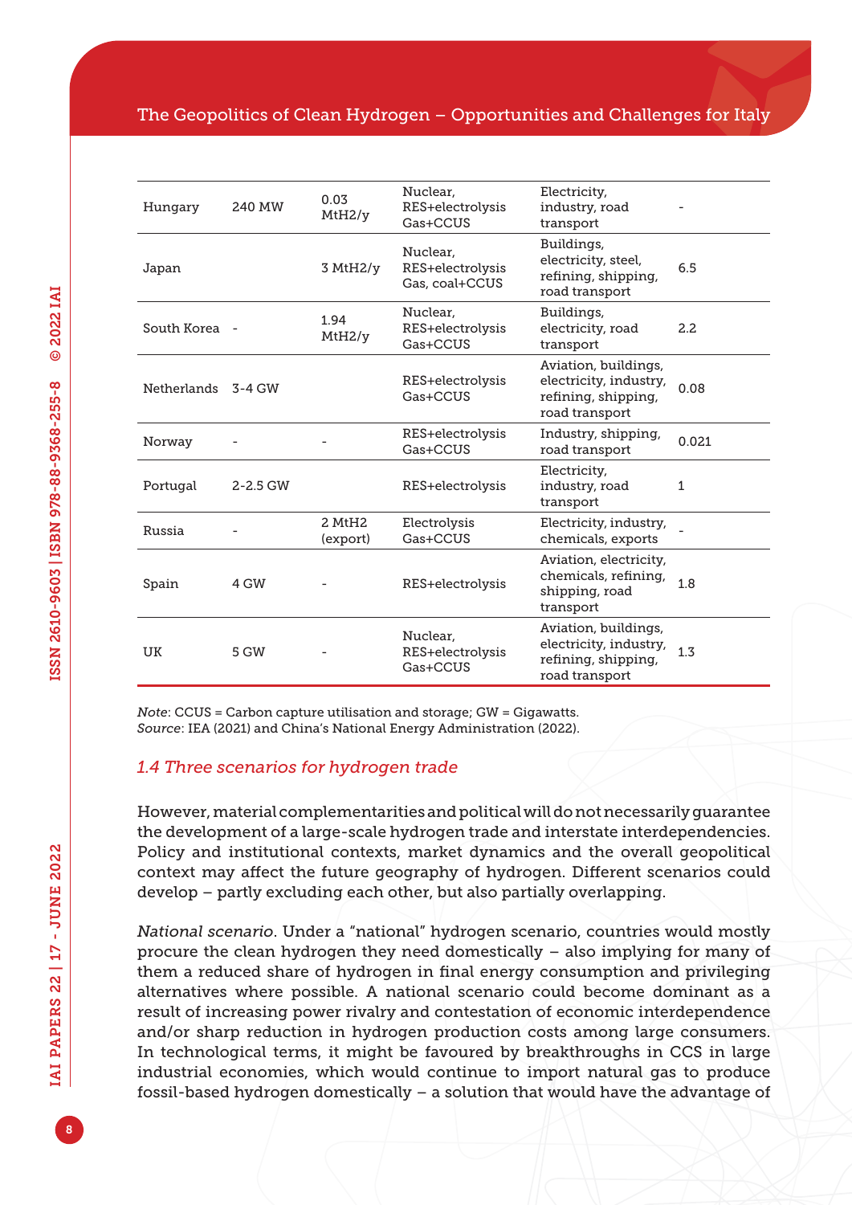| | | | | | |
|---|---|---|---|---|---|
| Hungary | 240 MW | 0.03 MtH2/y | Nuclear, RES+electrolysis Gas+CCUS | Electricity, industry, road transport | - |
| Japan | | 3 MtH2/y | Nuclear, RES+electrolysis Gas, coal+CCUS | Buildings, electricity, steel, refining, shipping, road transport | 6.5 |
| South Korea | - | 1.94 MtH2/y | Nuclear, RES+electrolysis Gas+CCUS | Buildings, electricity, road transport | 2.2 |
| Netherlands | 3-4 GW | | RES+electrolysis Gas+CCUS | Aviation, buildings, electricity, industry, refining, shipping, road transport | 0.08 |
| Norway | - | - | RES+electrolysis Gas+CCUS | Industry, shipping, road transport | 0.021 |
| Portugal | 2-2.5 GW | | RES+electrolysis | Electricity, industry, road transport | 1 |
| Russia | - | 2 MtH2 (export) | Electrolysis Gas+CCUS | Electricity, industry, chemicals, exports | - |
| Spain | 4 GW | - | RES+electrolysis | Aviation, electricity, chemicals, refining, shipping, road transport | 1.8 |
| UK | 5 GW | - | Nuclear, RES+electrolysis Gas+CCUS | Aviation, buildings, electricity, industry, refining, shipping, road transport | 1.3 |

*Note*: CCUS = Carbon capture utilisation and storage; GW = Gigawatts.
*Source*: IEA (2021) and China's National Energy Administration (2022).

### 1.4 Three scenarios for hydrogen trade

However, material complementarities and political will do not necessarily guarantee the development of a large-scale hydrogen trade and interstate interdependencies. Policy and institutional contexts, market dynamics and the overall geopolitical context may affect the future geography of hydrogen. Different scenarios could develop – partly excluding each other, but also partially overlapping.

*National scenario*. Under a "national" hydrogen scenario, countries would mostly procure the clean hydrogen they need domestically – also implying for many of them a reduced share of hydrogen in final energy consumption and privileging alternatives where possible. A national scenario could become dominant as a result of increasing power rivalry and contestation of economic interdependence and/or sharp reduction in hydrogen production costs among large consumers. In technological terms, it might be favoured by breakthroughs in CCS in large industrial economies, which would continue to import natural gas to produce fossil-based hydrogen domestically – a solution that would have the advantage of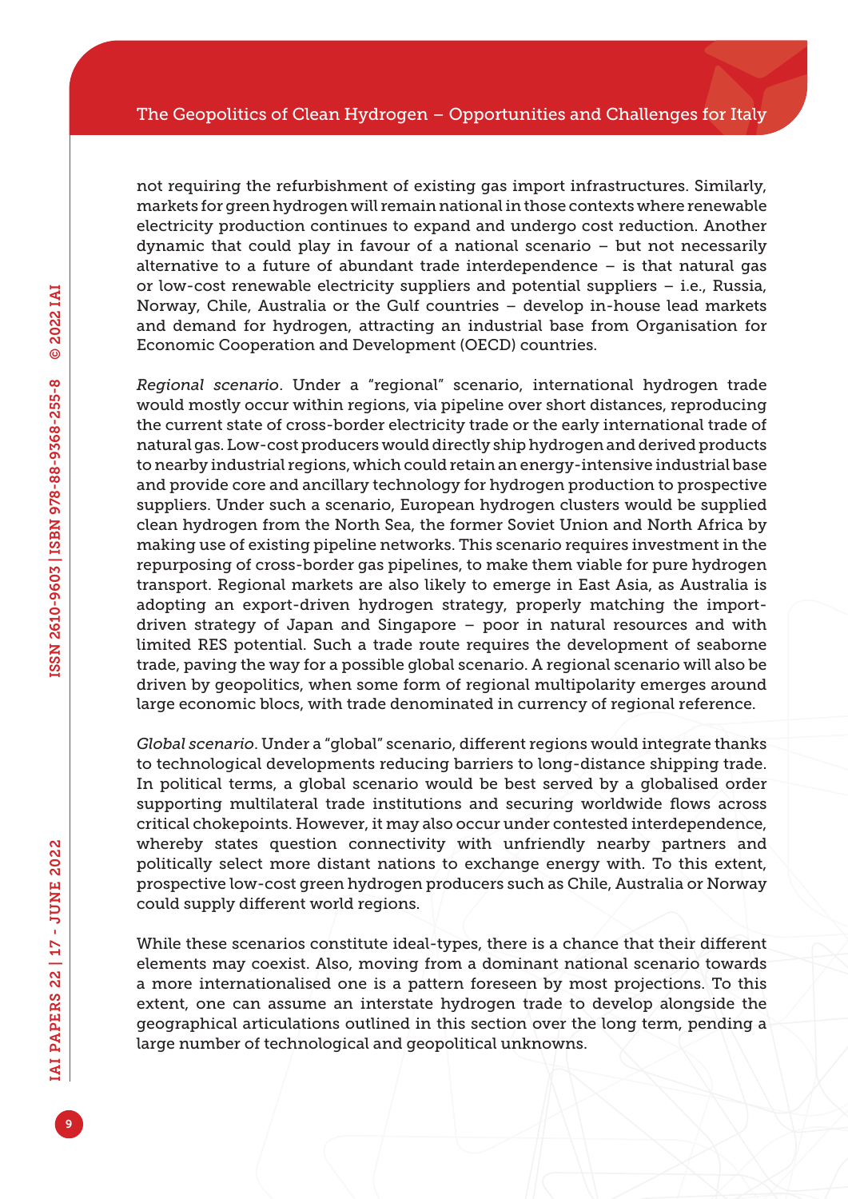not requiring the refurbishment of existing gas import infrastructures. Similarly, markets for green hydrogen will remain national in those contexts where renewable electricity production continues to expand and undergo cost reduction. Another dynamic that could play in favour of a national scenario – but not necessarily alternative to a future of abundant trade interdependence – is that natural gas or low-cost renewable electricity suppliers and potential suppliers – i.e., Russia, Norway, Chile, Australia or the Gulf countries – develop in-house lead markets and demand for hydrogen, attracting an industrial base from Organisation for Economic Cooperation and Development (OECD) countries.

*Regional scenario*. Under a "regional" scenario, international hydrogen trade would mostly occur within regions, via pipeline over short distances, reproducing the current state of cross-border electricity trade or the early international trade of natural gas. Low-cost producers would directly ship hydrogen and derived products to nearby industrial regions, which could retain an energy-intensive industrial base and provide core and ancillary technology for hydrogen production to prospective suppliers. Under such a scenario, European hydrogen clusters would be supplied clean hydrogen from the North Sea, the former Soviet Union and North Africa by making use of existing pipeline networks. This scenario requires investment in the repurposing of cross-border gas pipelines, to make them viable for pure hydrogen transport. Regional markets are also likely to emerge in East Asia, as Australia is adopting an export-driven hydrogen strategy, properly matching the import-driven strategy of Japan and Singapore – poor in natural resources and with limited RES potential. Such a trade route requires the development of seaborne trade, paving the way for a possible global scenario. A regional scenario will also be driven by geopolitics, when some form of regional multipolarity emerges around large economic blocs, with trade denominated in currency of regional reference.

*Global scenario*. Under a "global" scenario, different regions would integrate thanks to technological developments reducing barriers to long-distance shipping trade. In political terms, a global scenario would be best served by a globalised order supporting multilateral trade institutions and securing worldwide flows across critical chokepoints. However, it may also occur under contested interdependence, whereby states question connectivity with unfriendly nearby partners and politically select more distant nations to exchange energy with. To this extent, prospective low-cost green hydrogen producers such as Chile, Australia or Norway could supply different world regions.

While these scenarios constitute ideal-types, there is a chance that their different elements may coexist. Also, moving from a dominant national scenario towards a more internationalised one is a pattern foreseen by most projections. To this extent, one can assume an interstate hydrogen trade to develop alongside the geographical articulations outlined in this section over the long term, pending a large number of technological and geopolitical unknowns.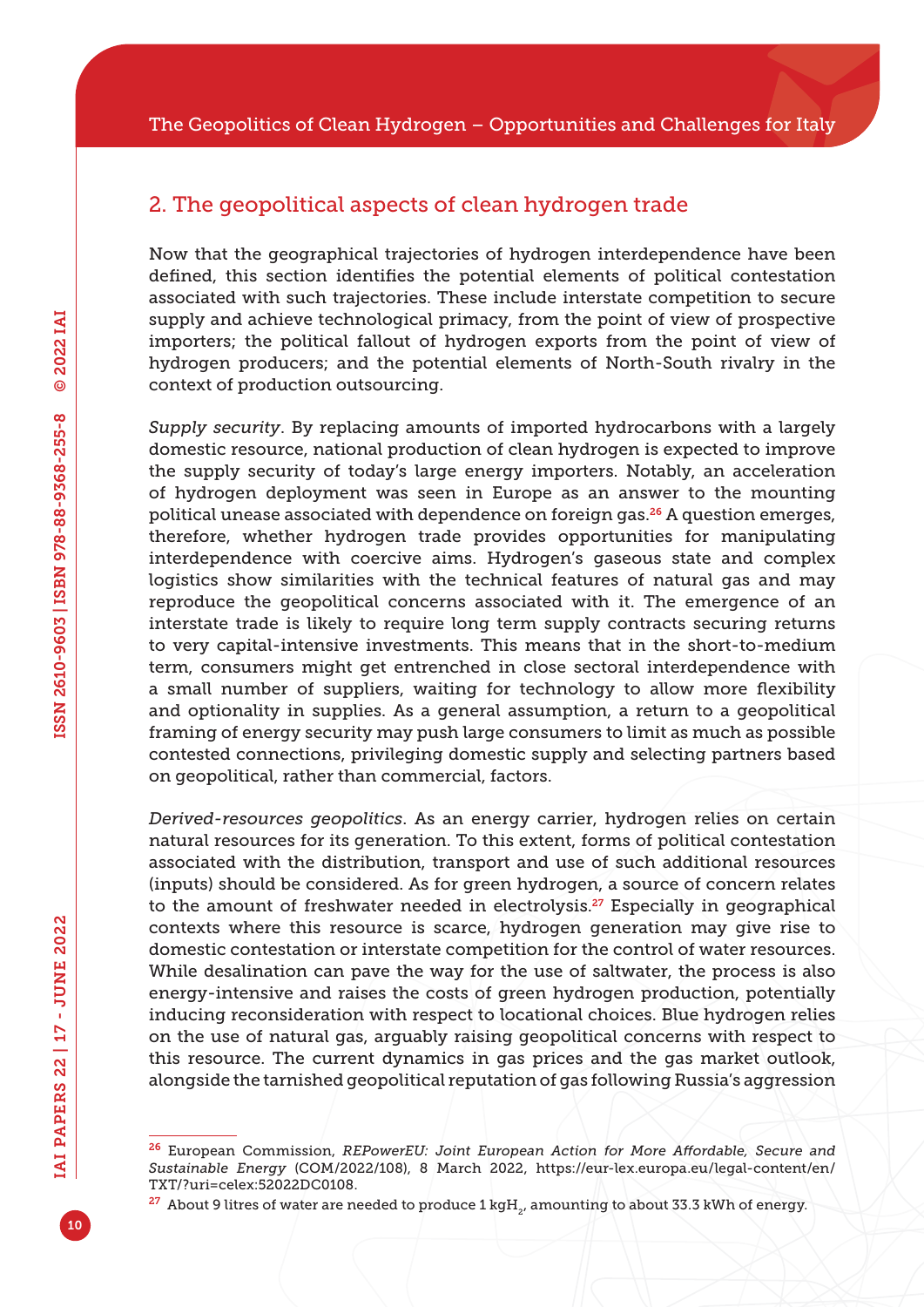## 2. The geopolitical aspects of clean hydrogen trade

Now that the geographical trajectories of hydrogen interdependence have been defined, this section identifies the potential elements of political contestation associated with such trajectories. These include interstate competition to secure supply and achieve technological primacy, from the point of view of prospective importers; the political fallout of hydrogen exports from the point of view of hydrogen producers; and the potential elements of North-South rivalry in the context of production outsourcing.

*Supply security*. By replacing amounts of imported hydrocarbons with a largely domestic resource, national production of clean hydrogen is expected to improve the supply security of today's large energy importers. Notably, an acceleration of hydrogen deployment was seen in Europe as an answer to the mounting political unease associated with dependence on foreign gas.[26] A question emerges, therefore, whether hydrogen trade provides opportunities for manipulating interdependence with coercive aims. Hydrogen's gaseous state and complex logistics show similarities with the technical features of natural gas and may reproduce the geopolitical concerns associated with it. The emergence of an interstate trade is likely to require long term supply contracts securing returns to very capital-intensive investments. This means that in the short-to-medium term, consumers might get entrenched in close sectoral interdependence with a small number of suppliers, waiting for technology to allow more flexibility and optionality in supplies. As a general assumption, a return to a geopolitical framing of energy security may push large consumers to limit as much as possible contested connections, privileging domestic supply and selecting partners based on geopolitical, rather than commercial, factors.

*Derived-resources geopolitics*. As an energy carrier, hydrogen relies on certain natural resources for its generation. To this extent, forms of political contestation associated with the distribution, transport and use of such additional resources (inputs) should be considered. As for green hydrogen, a source of concern relates to the amount of freshwater needed in electrolysis.[27] Especially in geographical contexts where this resource is scarce, hydrogen generation may give rise to domestic contestation or interstate competition for the control of water resources. While desalination can pave the way for the use of saltwater, the process is also energy-intensive and raises the costs of green hydrogen production, potentially inducing reconsideration with respect to locational choices. Blue hydrogen relies on the use of natural gas, arguably raising geopolitical concerns with respect to this resource. The current dynamics in gas prices and the gas market outlook, alongside the tarnished geopolitical reputation of gas following Russia's aggression

---

[26] European Commission, *REPowerEU: Joint European Action for More Affordable, Secure and Sustainable Energy* (COM/2022/108), 8 March 2022, https://eur-lex.europa.eu/legal-content/en/TXT/?uri=celex:52022DC0108.

[27] About 9 litres of water are needed to produce 1 kg$H_2$, amounting to about 33.3 kWh of energy.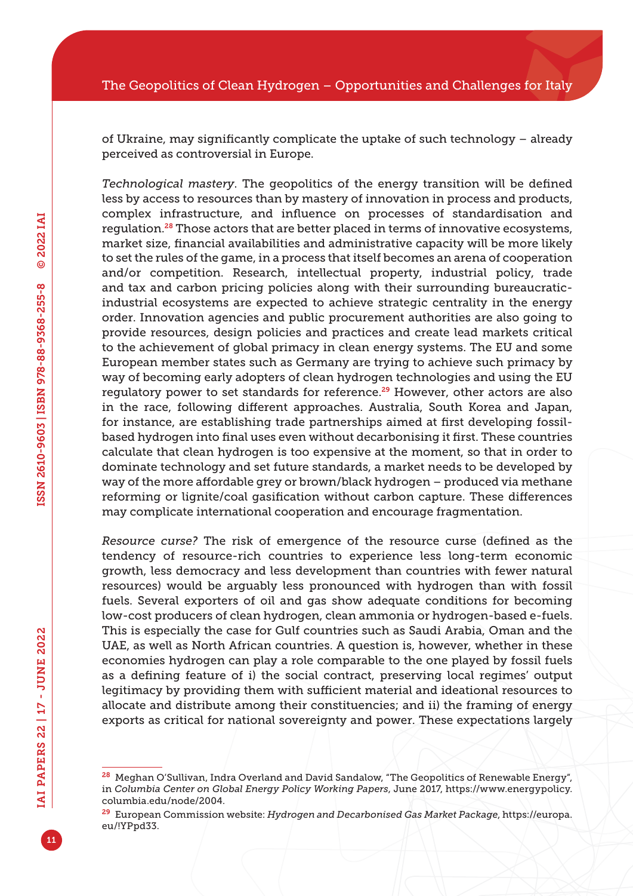of Ukraine, may significantly complicate the uptake of such technology – already perceived as controversial in Europe.

*Technological mastery*. The geopolitics of the energy transition will be defined less by access to resources than by mastery of innovation in process and products, complex infrastructure, and influence on processes of standardisation and regulation.[28] Those actors that are better placed in terms of innovative ecosystems, market size, financial availabilities and administrative capacity will be more likely to set the rules of the game, in a process that itself becomes an arena of cooperation and/or competition. Research, intellectual property, industrial policy, trade and tax and carbon pricing policies along with their surrounding bureaucratic-industrial ecosystems are expected to achieve strategic centrality in the energy order. Innovation agencies and public procurement authorities are also going to provide resources, design policies and practices and create lead markets critical to the achievement of global primacy in clean energy systems. The EU and some European member states such as Germany are trying to achieve such primacy by way of becoming early adopters of clean hydrogen technologies and using the EU regulatory power to set standards for reference.[29] However, other actors are also in the race, following different approaches. Australia, South Korea and Japan, for instance, are establishing trade partnerships aimed at first developing fossil-based hydrogen into final uses even without decarbonising it first. These countries calculate that clean hydrogen is too expensive at the moment, so that in order to dominate technology and set future standards, a market needs to be developed by way of the more affordable grey or brown/black hydrogen – produced via methane reforming or lignite/coal gasification without carbon capture. These differences may complicate international cooperation and encourage fragmentation.

*Resource curse?* The risk of emergence of the resource curse (defined as the tendency of resource-rich countries to experience less long-term economic growth, less democracy and less development than countries with fewer natural resources) would be arguably less pronounced with hydrogen than with fossil fuels. Several exporters of oil and gas show adequate conditions for becoming low-cost producers of clean hydrogen, clean ammonia or hydrogen-based e-fuels. This is especially the case for Gulf countries such as Saudi Arabia, Oman and the UAE, as well as North African countries. A question is, however, whether in these economies hydrogen can play a role comparable to the one played by fossil fuels as a defining feature of i) the social contract, preserving local regimes' output legitimacy by providing them with sufficient material and ideational resources to allocate and distribute among their constituencies; and ii) the framing of energy exports as critical for national sovereignty and power. These expectations largely

---

[28] Meghan O'Sullivan, Indra Overland and David Sandalow, "The Geopolitics of Renewable Energy", in *Columbia Center on Global Energy Policy Working Papers*, June 2017, https://www.energypolicy.columbia.edu/node/2004.

[29] European Commission website: *Hydrogen and Decarbonised Gas Market Package*, https://europa.eu/!YPpd33.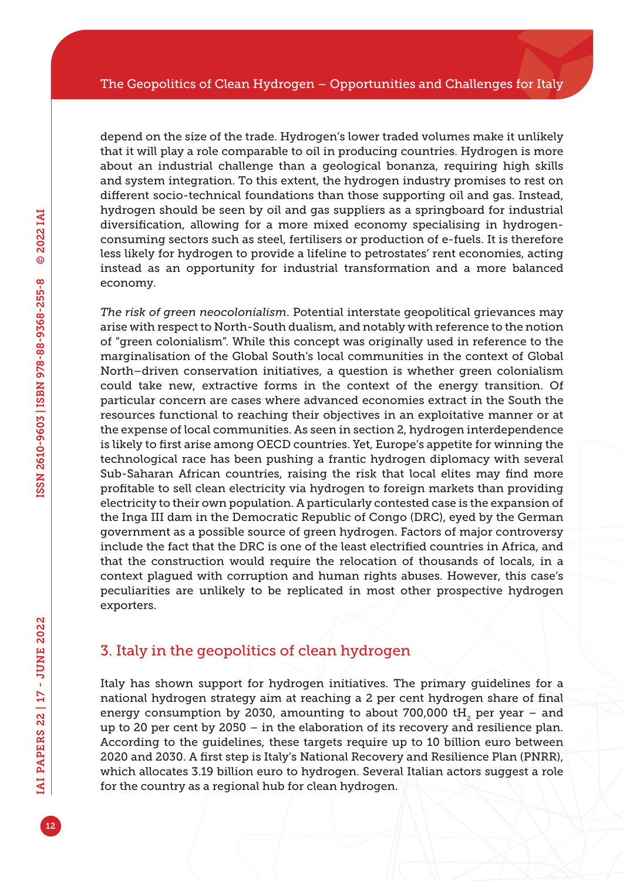depend on the size of the trade. Hydrogen's lower traded volumes make it unlikely that it will play a role comparable to oil in producing countries. Hydrogen is more about an industrial challenge than a geological bonanza, requiring high skills and system integration. To this extent, the hydrogen industry promises to rest on different socio-technical foundations than those supporting oil and gas. Instead, hydrogen should be seen by oil and gas suppliers as a springboard for industrial diversification, allowing for a more mixed economy specialising in hydrogen-consuming sectors such as steel, fertilisers or production of e-fuels. It is therefore less likely for hydrogen to provide a lifeline to petrostates' rent economies, acting instead as an opportunity for industrial transformation and a more balanced economy.

*The risk of green neocolonialism*. Potential interstate geopolitical grievances may arise with respect to North-South dualism, and notably with reference to the notion of "green colonialism". While this concept was originally used in reference to the marginalisation of the Global South's local communities in the context of Global North–driven conservation initiatives, a question is whether green colonialism could take new, extractive forms in the context of the energy transition. Of particular concern are cases where advanced economies extract in the South the resources functional to reaching their objectives in an exploitative manner or at the expense of local communities. As seen in section 2, hydrogen interdependence is likely to first arise among OECD countries. Yet, Europe's appetite for winning the technological race has been pushing a frantic hydrogen diplomacy with several Sub-Saharan African countries, raising the risk that local elites may find more profitable to sell clean electricity via hydrogen to foreign markets than providing electricity to their own population. A particularly contested case is the expansion of the Inga III dam in the Democratic Republic of Congo (DRC), eyed by the German government as a possible source of green hydrogen. Factors of major controversy include the fact that the DRC is one of the least electrified countries in Africa, and that the construction would require the relocation of thousands of locals, in a context plagued with corruption and human rights abuses. However, this case's peculiarities are unlikely to be replicated in most other prospective hydrogen exporters.

## 3. Italy in the geopolitics of clean hydrogen

Italy has shown support for hydrogen initiatives. The primary guidelines for a national hydrogen strategy aim at reaching a 2 per cent hydrogen share of final energy consumption by 2030, amounting to about 700,000 $tH_2$ per year – and up to 20 per cent by 2050 – in the elaboration of its recovery and resilience plan. According to the guidelines, these targets require up to 10 billion euro between 2020 and 2030. A first step is Italy's National Recovery and Resilience Plan (PNRR), which allocates 3.19 billion euro to hydrogen. Several Italian actors suggest a role for the country as a regional hub for clean hydrogen.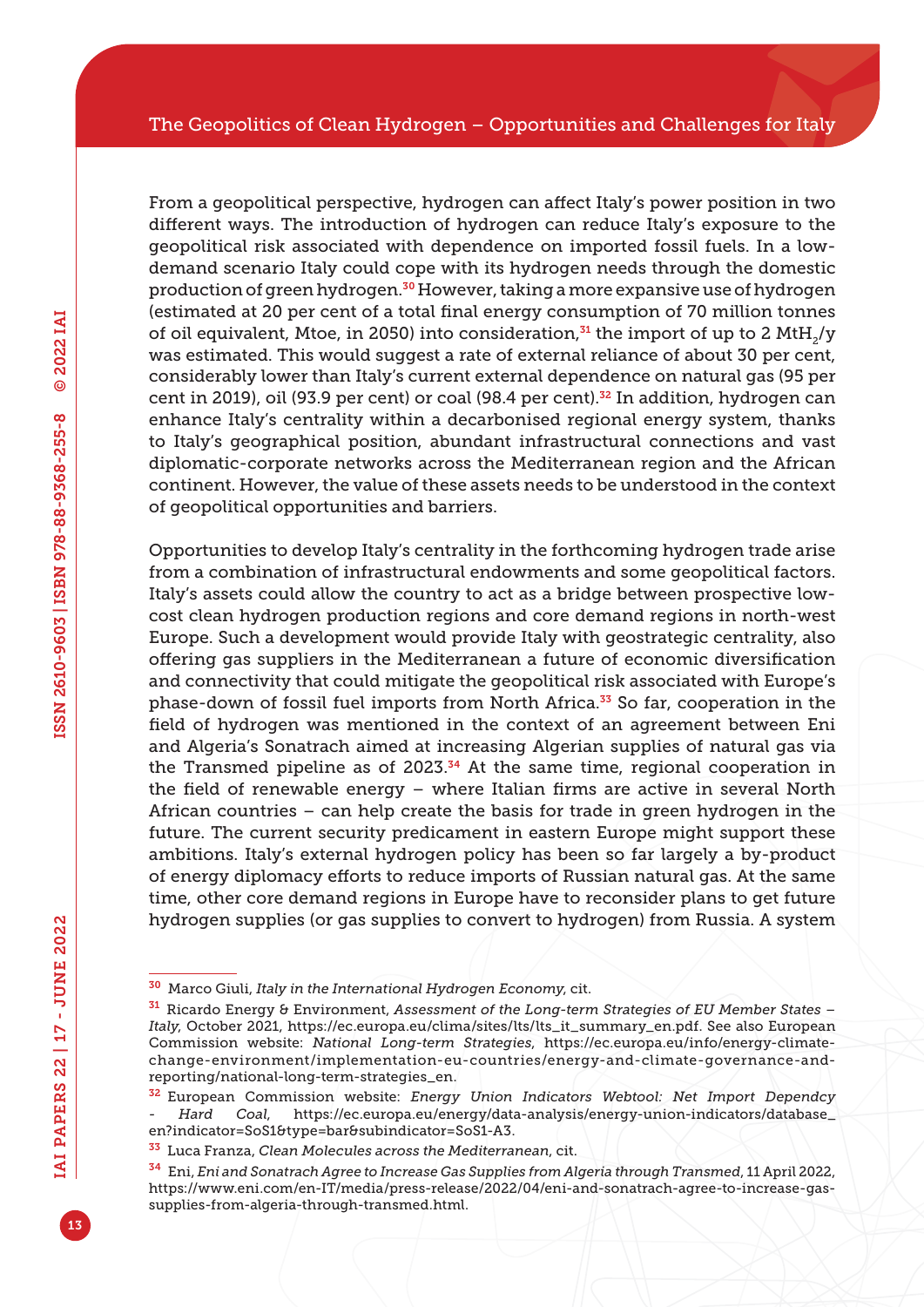From a geopolitical perspective, hydrogen can affect Italy's power position in two different ways. The introduction of hydrogen can reduce Italy's exposure to the geopolitical risk associated with dependence on imported fossil fuels. In a low-demand scenario Italy could cope with its hydrogen needs through the domestic production of green hydrogen.[30] However, taking a more expansive use of hydrogen (estimated at 20 per cent of a total final energy consumption of 70 million tonnes of oil equivalent, Mtoe, in 2050) into consideration,[31] the import of up to 2 $MtH_2$/y was estimated. This would suggest a rate of external reliance of about 30 per cent, considerably lower than Italy's current external dependence on natural gas (95 per cent in 2019), oil (93.9 per cent) or coal (98.4 per cent).[32] In addition, hydrogen can enhance Italy's centrality within a decarbonised regional energy system, thanks to Italy's geographical position, abundant infrastructural connections and vast diplomatic-corporate networks across the Mediterranean region and the African continent. However, the value of these assets needs to be understood in the context of geopolitical opportunities and barriers.

Opportunities to develop Italy's centrality in the forthcoming hydrogen trade arise from a combination of infrastructural endowments and some geopolitical factors. Italy's assets could allow the country to act as a bridge between prospective low-cost clean hydrogen production regions and core demand regions in north-west Europe. Such a development would provide Italy with geostrategic centrality, also offering gas suppliers in the Mediterranean a future of economic diversification and connectivity that could mitigate the geopolitical risk associated with Europe's phase-down of fossil fuel imports from North Africa.[33] So far, cooperation in the field of hydrogen was mentioned in the context of an agreement between Eni and Algeria's Sonatrach aimed at increasing Algerian supplies of natural gas via the Transmed pipeline as of 2023.[34] At the same time, regional cooperation in the field of renewable energy – where Italian firms are active in several North African countries – can help create the basis for trade in green hydrogen in the future. The current security predicament in eastern Europe might support these ambitions. Italy's external hydrogen policy has been so far largely a by-product of energy diplomacy efforts to reduce imports of Russian natural gas. At the same time, other core demand regions in Europe have to reconsider plans to get future hydrogen supplies (or gas supplies to convert to hydrogen) from Russia. A system

---

[30] Marco Giuli, *Italy in the International Hydrogen Economy*, cit.

[31] Ricardo Energy & Environment, *Assessment of the Long-term Strategies of EU Member States – Italy*, October 2021, https://ec.europa.eu/clima/sites/lts/lts_it_summary_en.pdf. See also European Commission website: *National Long-term Strategies*, https://ec.europa.eu/info/energy-climate-change-environment/implementation-eu-countries/energy-and-climate-governance-and-reporting/national-long-term-strategies_en.

[32] European Commission website: *Energy Union Indicators Webtool: Net Import Dependcy - Hard Coal*, https://ec.europa.eu/energy/data-analysis/energy-union-indicators/database_en?indicator=SoS1&type=bar&subindicator=SoS1-A3.

[33] Luca Franza, *Clean Molecules across the Mediterranean*, cit.

[34] Eni, *Eni and Sonatrach Agree to Increase Gas Supplies from Algeria through Transmed*, 11 April 2022, https://www.eni.com/en-IT/media/press-release/2022/04/eni-and-sonatrach-agree-to-increase-gas-supplies-from-algeria-through-transmed.html.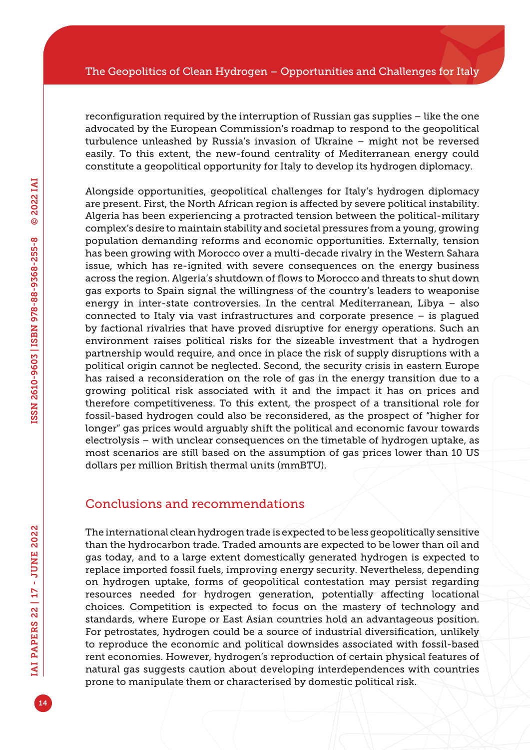reconfiguration required by the interruption of Russian gas supplies – like the one advocated by the European Commission's roadmap to respond to the geopolitical turbulence unleashed by Russia's invasion of Ukraine – might not be reversed easily. To this extent, the new-found centrality of Mediterranean energy could constitute a geopolitical opportunity for Italy to develop its hydrogen diplomacy.

Alongside opportunities, geopolitical challenges for Italy's hydrogen diplomacy are present. First, the North African region is affected by severe political instability. Algeria has been experiencing a protracted tension between the political-military complex's desire to maintain stability and societal pressures from a young, growing population demanding reforms and economic opportunities. Externally, tension has been growing with Morocco over a multi-decade rivalry in the Western Sahara issue, which has re-ignited with severe consequences on the energy business across the region. Algeria's shutdown of flows to Morocco and threats to shut down gas exports to Spain signal the willingness of the country's leaders to weaponise energy in inter-state controversies. In the central Mediterranean, Libya – also connected to Italy via vast infrastructures and corporate presence – is plagued by factional rivalries that have proved disruptive for energy operations. Such an environment raises political risks for the sizeable investment that a hydrogen partnership would require, and once in place the risk of supply disruptions with a political origin cannot be neglected. Second, the security crisis in eastern Europe has raised a reconsideration on the role of gas in the energy transition due to a growing political risk associated with it and the impact it has on prices and therefore competitiveness. To this extent, the prospect of a transitional role for fossil-based hydrogen could also be reconsidered, as the prospect of "higher for longer" gas prices would arguably shift the political and economic favour towards electrolysis – with unclear consequences on the timetable of hydrogen uptake, as most scenarios are still based on the assumption of gas prices lower than 10 US dollars per million British thermal units (mmBTU).

## Conclusions and recommendations

The international clean hydrogen trade is expected to be less geopolitically sensitive than the hydrocarbon trade. Traded amounts are expected to be lower than oil and gas today, and to a large extent domestically generated hydrogen is expected to replace imported fossil fuels, improving energy security. Nevertheless, depending on hydrogen uptake, forms of geopolitical contestation may persist regarding resources needed for hydrogen generation, potentially affecting locational choices. Competition is expected to focus on the mastery of technology and standards, where Europe or East Asian countries hold an advantageous position. For petrostates, hydrogen could be a source of industrial diversification, unlikely to reproduce the economic and political downsides associated with fossil-based rent economies. However, hydrogen's reproduction of certain physical features of natural gas suggests caution about developing interdependences with countries prone to manipulate them or characterised by domestic political risk.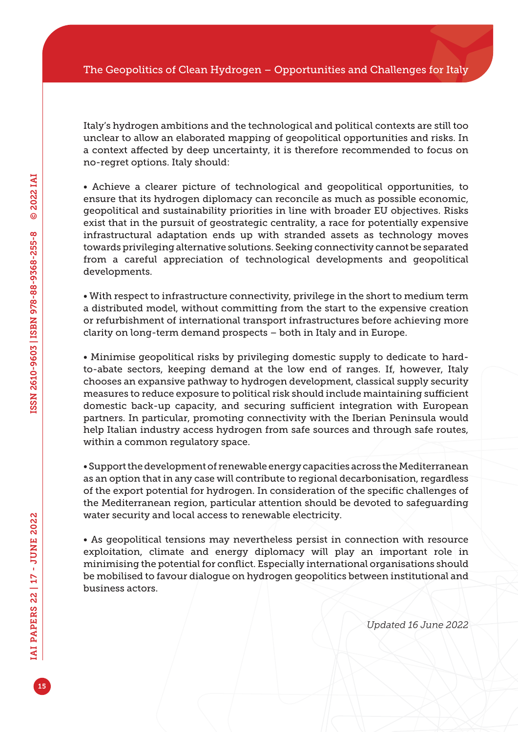Italy's hydrogen ambitions and the technological and political contexts are still too unclear to allow an elaborated mapping of geopolitical opportunities and risks. In a context affected by deep uncertainty, it is therefore recommended to focus on no-regret options. Italy should:

- Achieve a clearer picture of technological and geopolitical opportunities, to ensure that its hydrogen diplomacy can reconcile as much as possible economic, geopolitical and sustainability priorities in line with broader EU objectives. Risks exist that in the pursuit of geostrategic centrality, a race for potentially expensive infrastructural adaptation ends up with stranded assets as technology moves towards privileging alternative solutions. Seeking connectivity cannot be separated from a careful appreciation of technological developments and geopolitical developments.

- With respect to infrastructure connectivity, privilege in the short to medium term a distributed model, without committing from the start to the expensive creation or refurbishment of international transport infrastructures before achieving more clarity on long-term demand prospects – both in Italy and in Europe.

- Minimise geopolitical risks by privileging domestic supply to dedicate to hard-to-abate sectors, keeping demand at the low end of ranges. If, however, Italy chooses an expansive pathway to hydrogen development, classical supply security measures to reduce exposure to political risk should include maintaining sufficient domestic back-up capacity, and securing sufficient integration with European partners. In particular, promoting connectivity with the Iberian Peninsula would help Italian industry access hydrogen from safe sources and through safe routes, within a common regulatory space.

- Support the development of renewable energy capacities across the Mediterranean as an option that in any case will contribute to regional decarbonisation, regardless of the export potential for hydrogen. In consideration of the specific challenges of the Mediterranean region, particular attention should be devoted to safeguarding water security and local access to renewable electricity.

- As geopolitical tensions may nevertheless persist in connection with resource exploitation, climate and energy diplomacy will play an important role in minimising the potential for conflict. Especially international organisations should be mobilised to favour dialogue on hydrogen geopolitics between institutional and business actors.

*Updated 16 June 2022*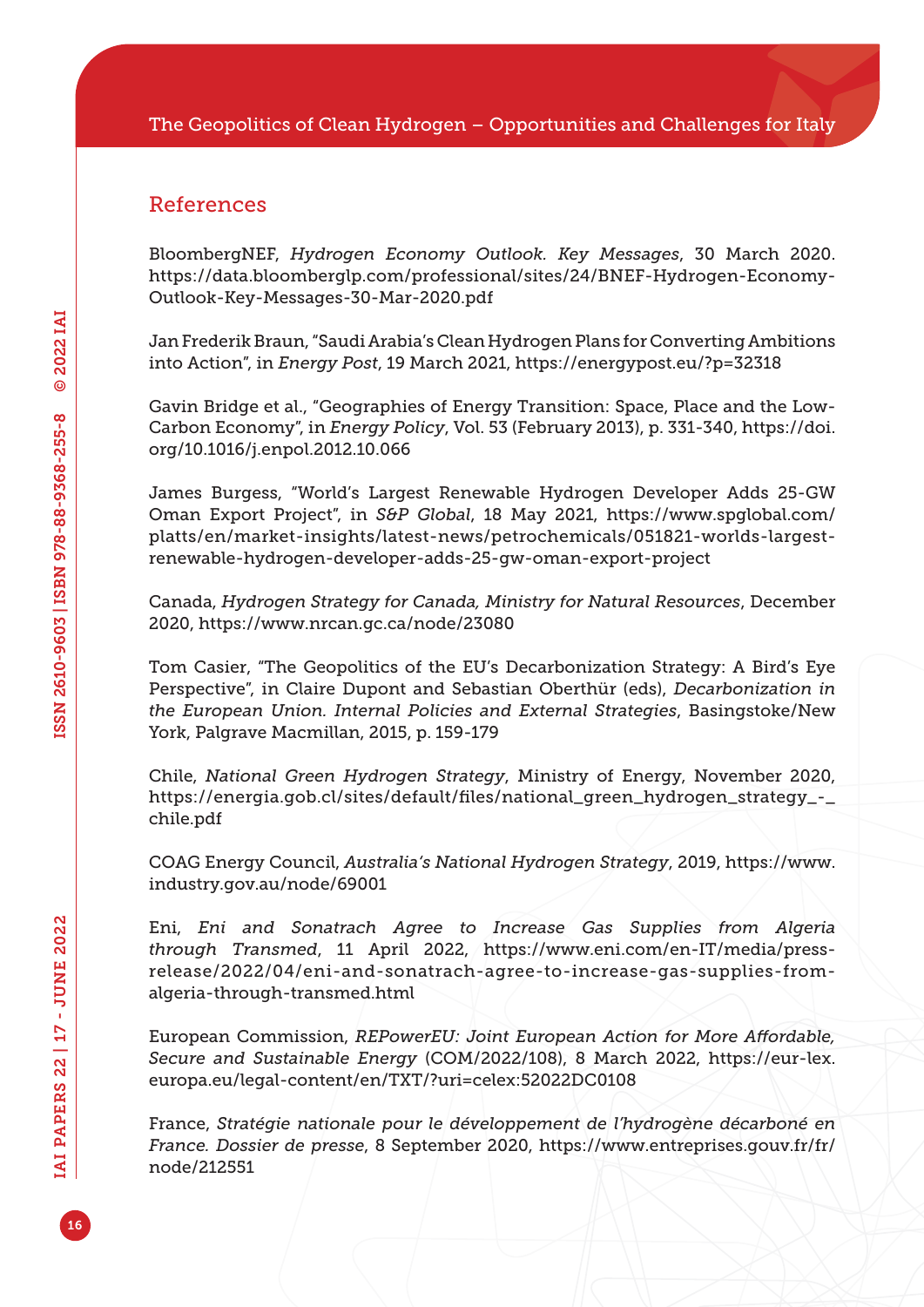## References

BloombergNEF, *Hydrogen Economy Outlook. Key Messages*, 30 March 2020. https://data.bloomberglp.com/professional/sites/24/BNEF-Hydrogen-Economy-Outlook-Key-Messages-30-Mar-2020.pdf

Jan Frederik Braun, "Saudi Arabia's Clean Hydrogen Plans for Converting Ambitions into Action", in *Energy Post*, 19 March 2021, https://energypost.eu/?p=32318

Gavin Bridge et al., "Geographies of Energy Transition: Space, Place and the Low-Carbon Economy", in *Energy Policy*, Vol. 53 (February 2013), p. 331-340, https://doi.org/10.1016/j.enpol.2012.10.066

James Burgess, "World's Largest Renewable Hydrogen Developer Adds 25-GW Oman Export Project", in *S&P Global*, 18 May 2021, https://www.spglobal.com/platts/en/market-insights/latest-news/petrochemicals/051821-worlds-largest-renewable-hydrogen-developer-adds-25-gw-oman-export-project

Canada, *Hydrogen Strategy for Canada, Ministry for Natural Resources*, December 2020, https://www.nrcan.gc.ca/node/23080

Tom Casier, "The Geopolitics of the EU's Decarbonization Strategy: A Bird's Eye Perspective", in Claire Dupont and Sebastian Oberthür (eds), *Decarbonization in the European Union. Internal Policies and External Strategies*, Basingstoke/New York, Palgrave Macmillan, 2015, p. 159-179

Chile, *National Green Hydrogen Strategy*, Ministry of Energy, November 2020, https://energia.gob.cl/sites/default/files/national_green_hydrogen_strategy_-_chile.pdf

COAG Energy Council, *Australia's National Hydrogen Strategy*, 2019, https://www.industry.gov.au/node/69001

Eni, *Eni and Sonatrach Agree to Increase Gas Supplies from Algeria through Transmed*, 11 April 2022, https://www.eni.com/en-IT/media/press-release/2022/04/eni-and-sonatrach-agree-to-increase-gas-supplies-from-algeria-through-transmed.html

European Commission, *REPowerEU: Joint European Action for More Affordable, Secure and Sustainable Energy* (COM/2022/108), 8 March 2022, https://eur-lex.europa.eu/legal-content/en/TXT/?uri=celex:52022DC0108

France, *Stratégie nationale pour le développement de l'hydrogène décarboné en France. Dossier de presse*, 8 September 2020, https://www.entreprises.gouv.fr/fr/node/212551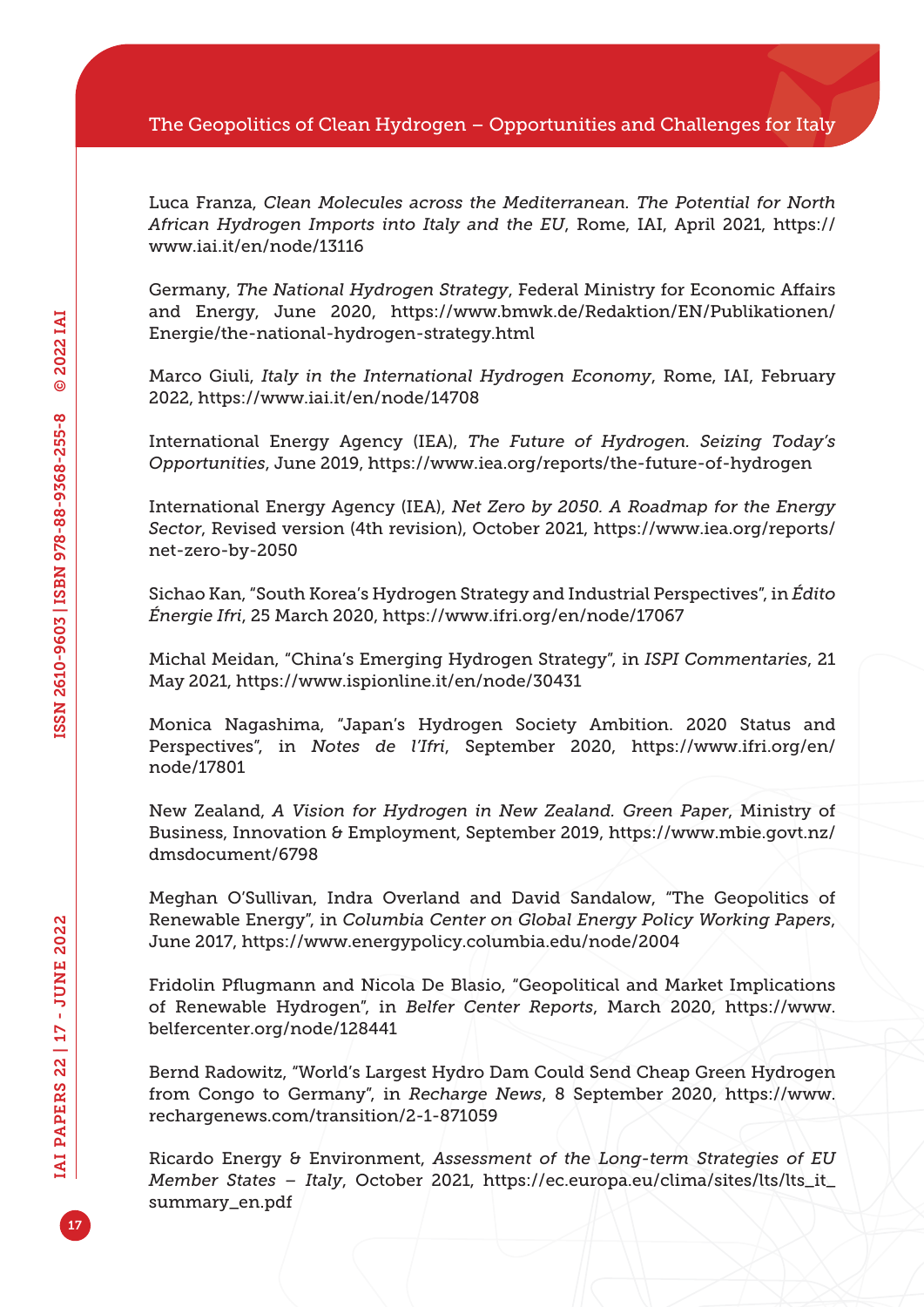Luca Franza, *Clean Molecules across the Mediterranean. The Potential for North African Hydrogen Imports into Italy and the EU*, Rome, IAI, April 2021, https://www.iai.it/en/node/13116

Germany, *The National Hydrogen Strategy*, Federal Ministry for Economic Affairs and Energy, June 2020, https://www.bmwk.de/Redaktion/EN/Publikationen/Energie/the-national-hydrogen-strategy.html

Marco Giuli, *Italy in the International Hydrogen Economy*, Rome, IAI, February 2022, https://www.iai.it/en/node/14708

International Energy Agency (IEA), *The Future of Hydrogen. Seizing Today's Opportunities*, June 2019, https://www.iea.org/reports/the-future-of-hydrogen

International Energy Agency (IEA), *Net Zero by 2050. A Roadmap for the Energy Sector*, Revised version (4th revision), October 2021, https://www.iea.org/reports/net-zero-by-2050

Sichao Kan, "South Korea's Hydrogen Strategy and Industrial Perspectives", in *Édito Énergie Ifri*, 25 March 2020, https://www.ifri.org/en/node/17067

Michal Meidan, "China's Emerging Hydrogen Strategy", in *ISPI Commentaries*, 21 May 2021, https://www.ispionline.it/en/node/30431

Monica Nagashima, "Japan's Hydrogen Society Ambition. 2020 Status and Perspectives", in *Notes de l'Ifri*, September 2020, https://www.ifri.org/en/node/17801

New Zealand, *A Vision for Hydrogen in New Zealand. Green Paper*, Ministry of Business, Innovation & Employment, September 2019, https://www.mbie.govt.nz/dmsdocument/6798

Meghan O'Sullivan, Indra Overland and David Sandalow, "The Geopolitics of Renewable Energy", in *Columbia Center on Global Energy Policy Working Papers*, June 2017, https://www.energypolicy.columbia.edu/node/2004

Fridolin Pflugmann and Nicola De Blasio, "Geopolitical and Market Implications of Renewable Hydrogen", in *Belfer Center Reports*, March 2020, https://www.belfercenter.org/node/128441

Bernd Radowitz, "World's Largest Hydro Dam Could Send Cheap Green Hydrogen from Congo to Germany", in *Recharge News*, 8 September 2020, https://www.rechargenews.com/transition/2-1-871059

Ricardo Energy & Environment, *Assessment of the Long-term Strategies of EU Member States – Italy*, October 2021, https://ec.europa.eu/clima/sites/lts/lts_it_summary_en.pdf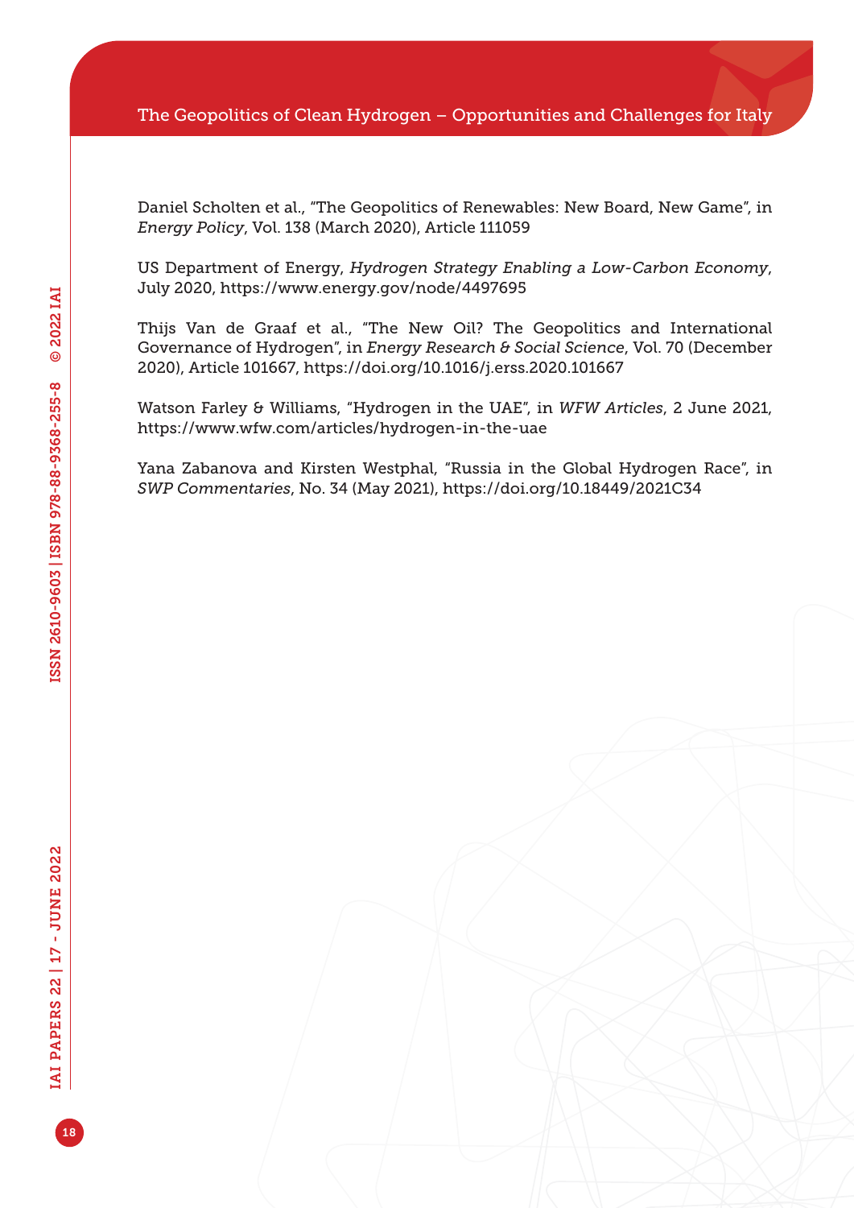Daniel Scholten et al., "The Geopolitics of Renewables: New Board, New Game", in *Energy Policy*, Vol. 138 (March 2020), Article 111059

US Department of Energy, *Hydrogen Strategy Enabling a Low-Carbon Economy*, July 2020, https://www.energy.gov/node/4497695

Thijs Van de Graaf et al., "The New Oil? The Geopolitics and International Governance of Hydrogen", in *Energy Research & Social Science*, Vol. 70 (December 2020), Article 101667, https://doi.org/10.1016/j.erss.2020.101667

Watson Farley & Williams, "Hydrogen in the UAE", in *WFW Articles*, 2 June 2021, https://www.wfw.com/articles/hydrogen-in-the-uae

Yana Zabanova and Kirsten Westphal, "Russia in the Global Hydrogen Race", in *SWP Commentaries*, No. 34 (May 2021), https://doi.org/10.18449/2021C34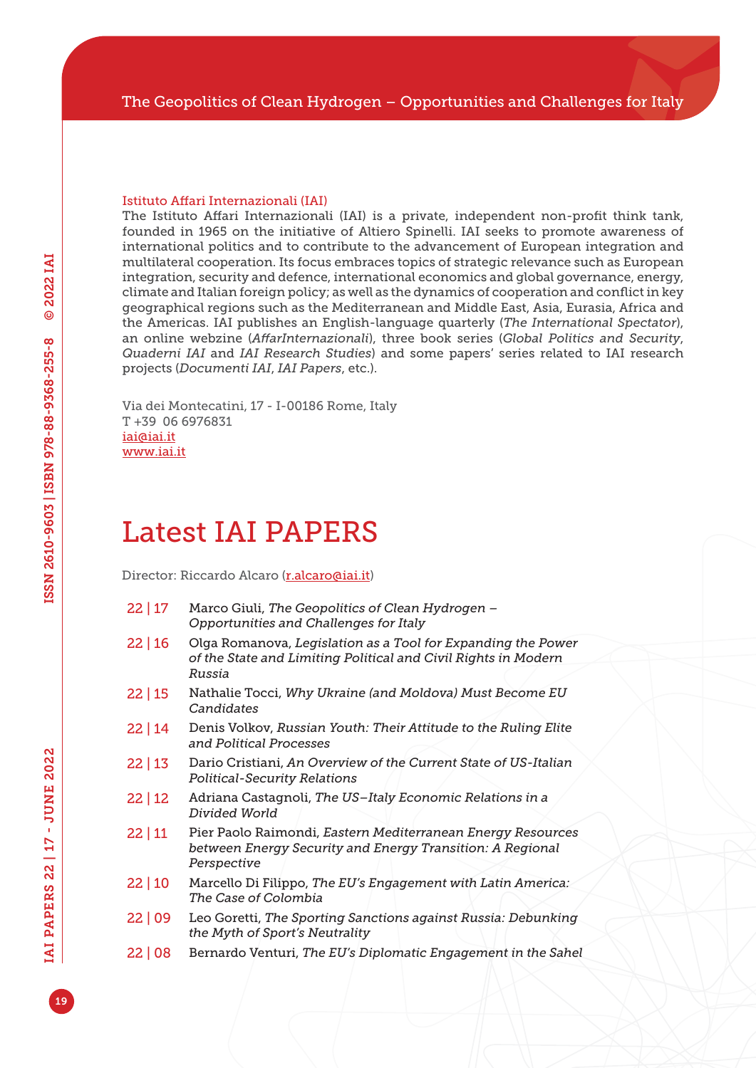Istituto Affari Internazionali (IAI)

The Istituto Affari Internazionali (IAI) is a private, independent non-profit think tank, founded in 1965 on the initiative of Altiero Spinelli. IAI seeks to promote awareness of international politics and to contribute to the advancement of European integration and multilateral cooperation. Its focus embraces topics of strategic relevance such as European integration, security and defence, international economics and global governance, energy, climate and Italian foreign policy; as well as the dynamics of cooperation and conflict in key geographical regions such as the Mediterranean and Middle East, Asia, Eurasia, Africa and the Americas. IAI publishes an English-language quarterly (*The International Spectator*), an online webzine (*AffarInternazionali*), three book series (*Global Politics and Security*, *Quaderni IAI* and *IAI Research Studies*) and some papers' series related to IAI research projects (*Documenti IAI*, *IAI Papers*, etc.).

Via dei Montecatini, 17 - I-00186 Rome, Italy
T +39 06 6976831
iai@iai.it
www.iai.it

# Latest IAI PAPERS

Director: Riccardo Alcaro (r.alcaro@iai.it)

| | |
|---|---|
| 22 \| 17 | Marco Giuli, *The Geopolitics of Clean Hydrogen – Opportunities and Challenges for Italy* |
| 22 \| 16 | Olga Romanova, *Legislation as a Tool for Expanding the Power of the State and Limiting Political and Civil Rights in Modern Russia* |
| 22 \| 15 | Nathalie Tocci, *Why Ukraine (and Moldova) Must Become EU Candidates* |
| 22 \| 14 | Denis Volkov, *Russian Youth: Their Attitude to the Ruling Elite and Political Processes* |
| 22 \| 13 | Dario Cristiani, *An Overview of the Current State of US-Italian Political-Security Relations* |
| 22 \| 12 | Adriana Castagnoli, *The US–Italy Economic Relations in a Divided World* |
| 22 \| 11 | Pier Paolo Raimondi, *Eastern Mediterranean Energy Resources between Energy Security and Energy Transition: A Regional Perspective* |
| 22 \| 10 | Marcello Di Filippo, *The EU's Engagement with Latin America: The Case of Colombia* |
| 22 \| 09 | Leo Goretti, *The Sporting Sanctions against Russia: Debunking the Myth of Sport's Neutrality* |
| 22 \| 08 | Bernardo Venturi, *The EU's Diplomatic Engagement in the Sahel* |